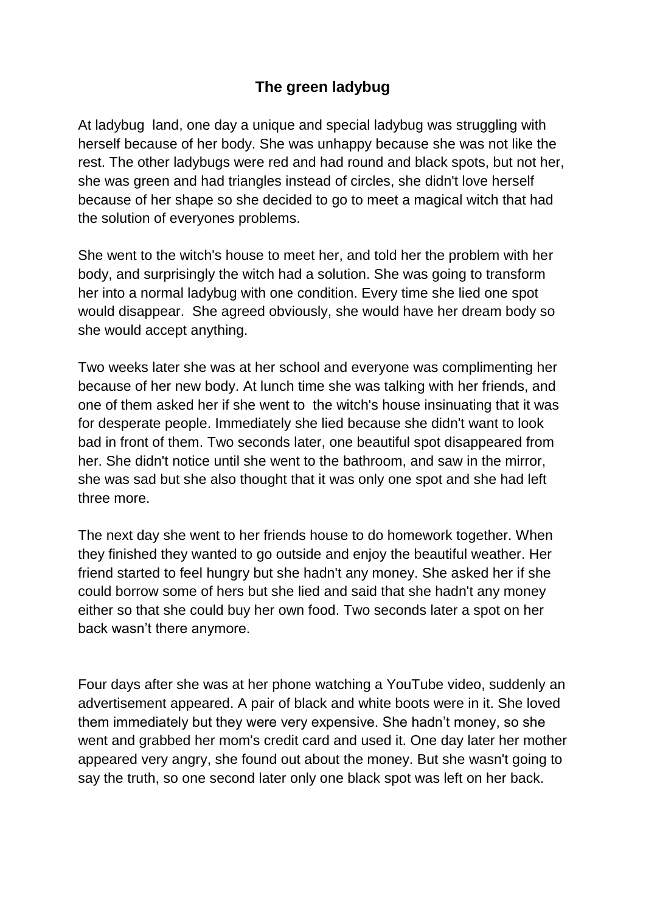## The green ladybug

At ladybug land, one day a unique and special ladybug was struggling with herself because of her body. She was unhappy because she was not like the rest. The other ladybugs were red and had round and black spots, but not her, she was green and had triangles instead of circles, she didn't love herself because of her shape so she decided to go to meet a magical witch that had the solution of everyones problems.

She went to the witch's house to meet her, and told her the problem with her body, and surprisingly the witch had a solution. She was going to transform her into a normal ladybug with one condition. Every time she lied one spot would disappear. She agreed obviously, she would have her dream body so she would accept anything.

Two weeks later she was at her school and everyone was complimenting her because of her new body. At lunch time she was talking with her friends, and one of them asked her if she went to the witch's house insinuating that it was for desperate people. Immediately she lied because she didn't want to look bad in front of them. Two seconds later, one beautiful spot disappeared from her. She didn't notice until she went to the bathroom, and saw in the mirror, she was sad but she also thought that it was only one spot and she had left three more.

The next day she went to her friends house to do homework together. When they finished they wanted to go outside and enjoy the beautiful weather. Her friend started to feel hungry but she hadn't any money. She asked her if she could borrow some of hers but she lied and said that she hadn't any money either so that she could buy her own food. Two seconds later a spot on her back wasn't there anymore.

Four days after she was at her phone watching a YouTube video, suddenly an advertisement appeared. A pair of black and white boots were in it. She loved them immediately but they were very expensive. She hadn't money, so she went and grabbed her mom's credit card and used it. One day later her mother appeared very angry, she found out about the money. But she wasn't going to say the truth, so one second later only one black spot was left on her back.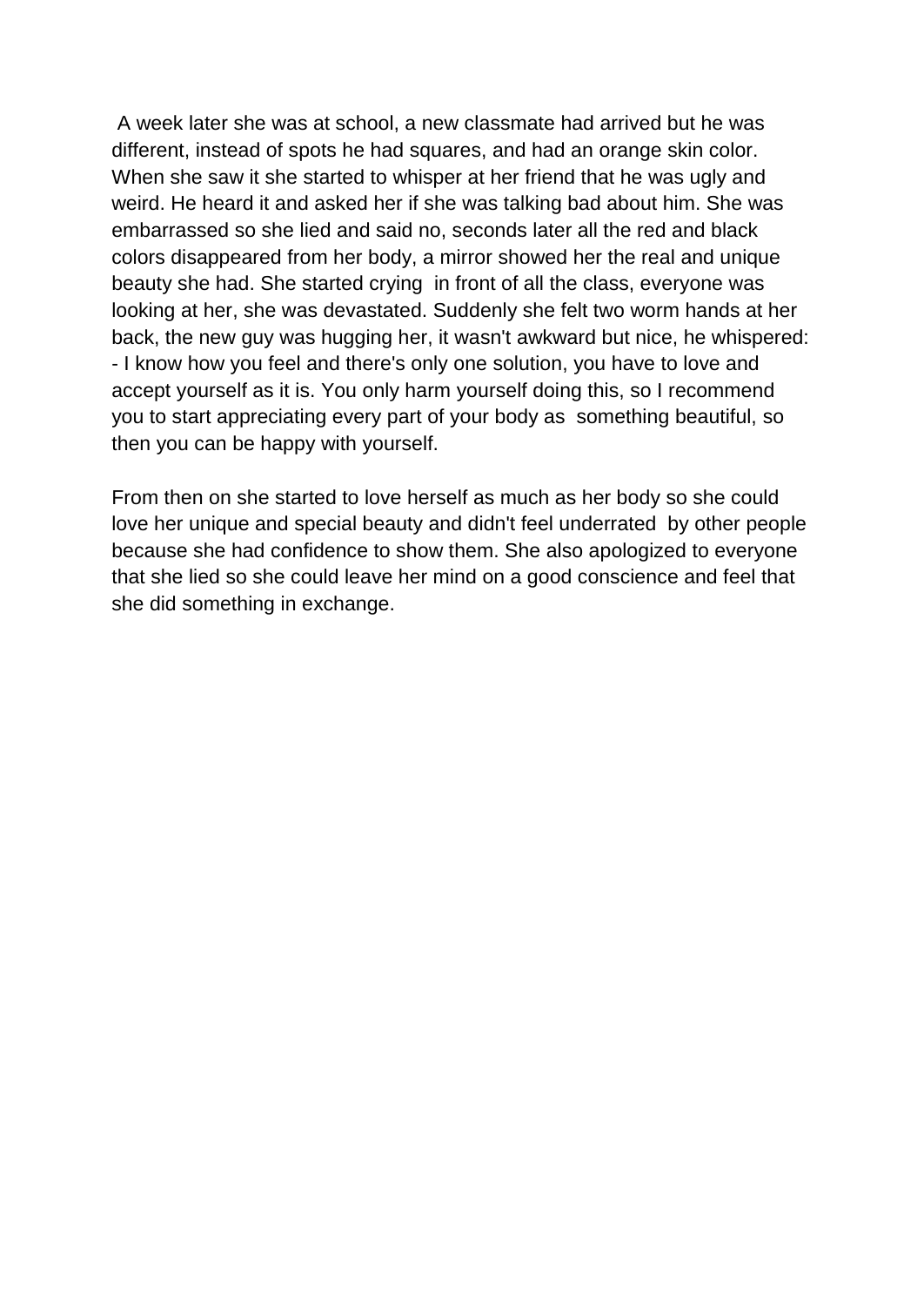A week later she was at school, a new classmate had arrived but he was different, instead of spots he had squares, and had an orange skin color. When she saw it she started to whisper at her friend that he was ugly and weird. He heard it and asked her if she was talking bad about him. She was embarrassed so she lied and said no, seconds later all the red and black colors disappeared from her body, a mirror showed her the real and unique beauty she had. She started crying in front of all the class, everyone was looking at her, she was devastated. Suddenly she felt two worm hands at her back, the new guy was hugging her, it wasn't awkward but nice, he whispered:
- I know how you feel and there's only one solution, you have to love and accept yourself as it is. You only harm yourself doing this, so I recommend you to start appreciating every part of your body as something beautiful, so then you can be happy with yourself.

From then on she started to love herself as much as her body so she could love her unique and special beauty and didn't feel underrated by other people because she had confidence to show them. She also apologized to everyone that she lied so she could leave her mind on a good conscience and feel that she did something in exchange.